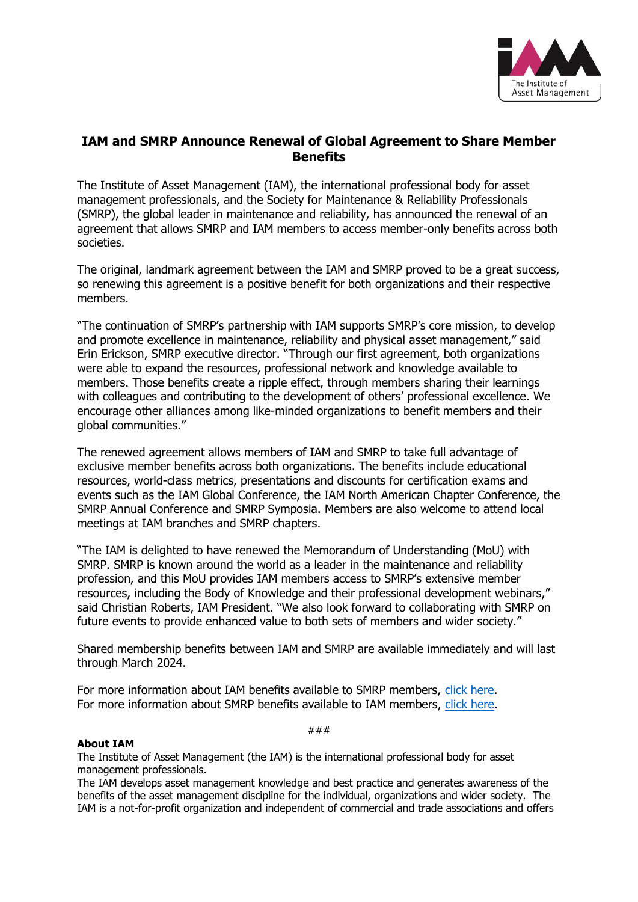# IAM and SMRP Announce Renewal of Global Agreement to Share Member Benefits

The Institute of Asset Management (IAM), the international professional body for asset management professionals, and the Society for Maintenance & Reliability Professionals (SMRP), the global leader in maintenance and reliability, has announced the renewal of an agreement that allows SMRP and IAM members to access member-only benefits across both societies.

The original, landmark agreement between the IAM and SMRP proved to be a great success, so renewing this agreement is a positive benefit for both organizations and their respective members.

"The continuation of SMRP's partnership with IAM supports SMRP's core mission, to develop and promote excellence in maintenance, reliability and physical asset management," said Erin Erickson, SMRP executive director. "Through our first agreement, both organizations were able to expand the resources, professional network and knowledge available to members. Those benefits create a ripple effect, through members sharing their learnings with colleagues and contributing to the development of others' professional excellence. We encourage other alliances among like-minded organizations to benefit members and their global communities."

The renewed agreement allows members of IAM and SMRP to take full advantage of exclusive member benefits across both organizations. The benefits include educational resources, world-class metrics, presentations and discounts for certification exams and events such as the IAM Global Conference, the IAM North American Chapter Conference, the SMRP Annual Conference and SMRP Symposia. Members are also welcome to attend local meetings at IAM branches and SMRP chapters.

"The IAM is delighted to have renewed the Memorandum of Understanding (MoU) with SMRP. SMRP is known around the world as a leader in the maintenance and reliability profession, and this MoU provides IAM members access to SMRP's extensive member resources, including the Body of Knowledge and their professional development webinars," said Christian Roberts, IAM President. "We also look forward to collaborating with SMRP on future events to provide enhanced value to both sets of members and wider society."

Shared membership benefits between IAM and SMRP are available immediately and will last through March 2024.

For more information about IAM benefits available to SMRP members, click here.
For more information about SMRP benefits available to IAM members, click here.

###

**About IAM**
The Institute of Asset Management (the IAM) is the international professional body for asset management professionals.
The IAM develops asset management knowledge and best practice and generates awareness of the benefits of the asset management discipline for the individual, organizations and wider society. The IAM is a not-for-profit organization and independent of commercial and trade associations and offers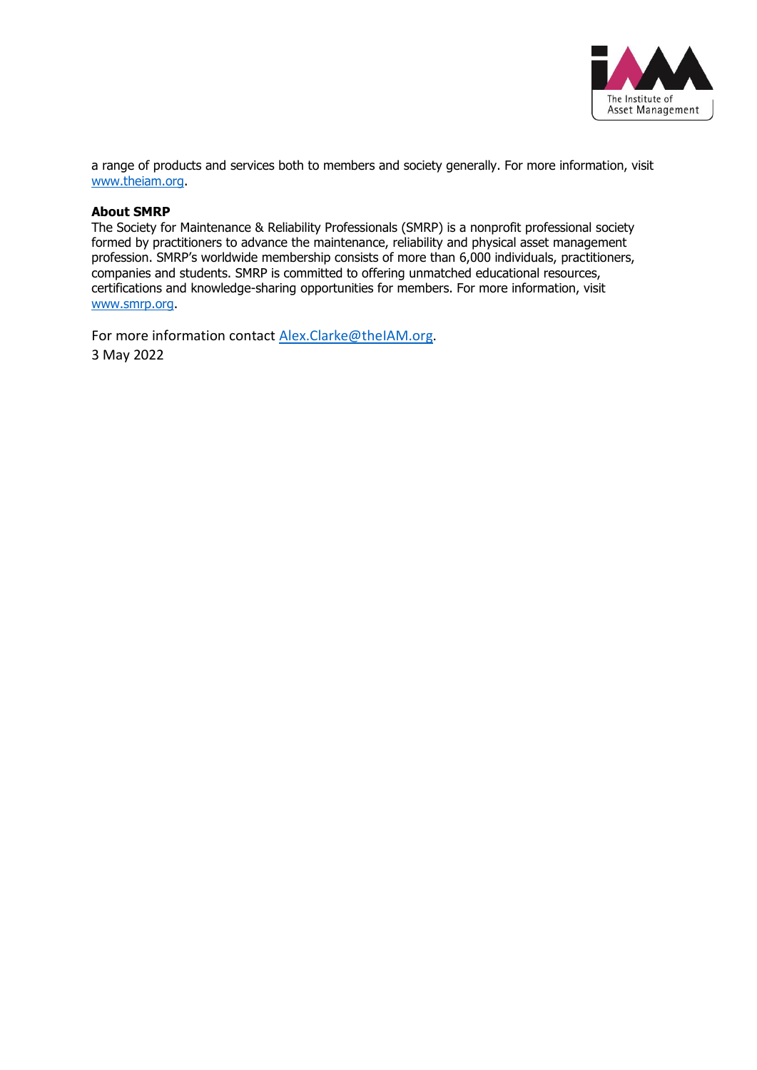a range of products and services both to members and society generally. For more information, visit www.theiam.org.

**About SMRP**

The Society for Maintenance & Reliability Professionals (SMRP) is a nonprofit professional society formed by practitioners to advance the maintenance, reliability and physical asset management profession. SMRP's worldwide membership consists of more than 6,000 individuals, practitioners, companies and students. SMRP is committed to offering unmatched educational resources, certifications and knowledge-sharing opportunities for members. For more information, visit www.smrp.org.

For more information contact Alex.Clarke@theIAM.org.
3 May 2022